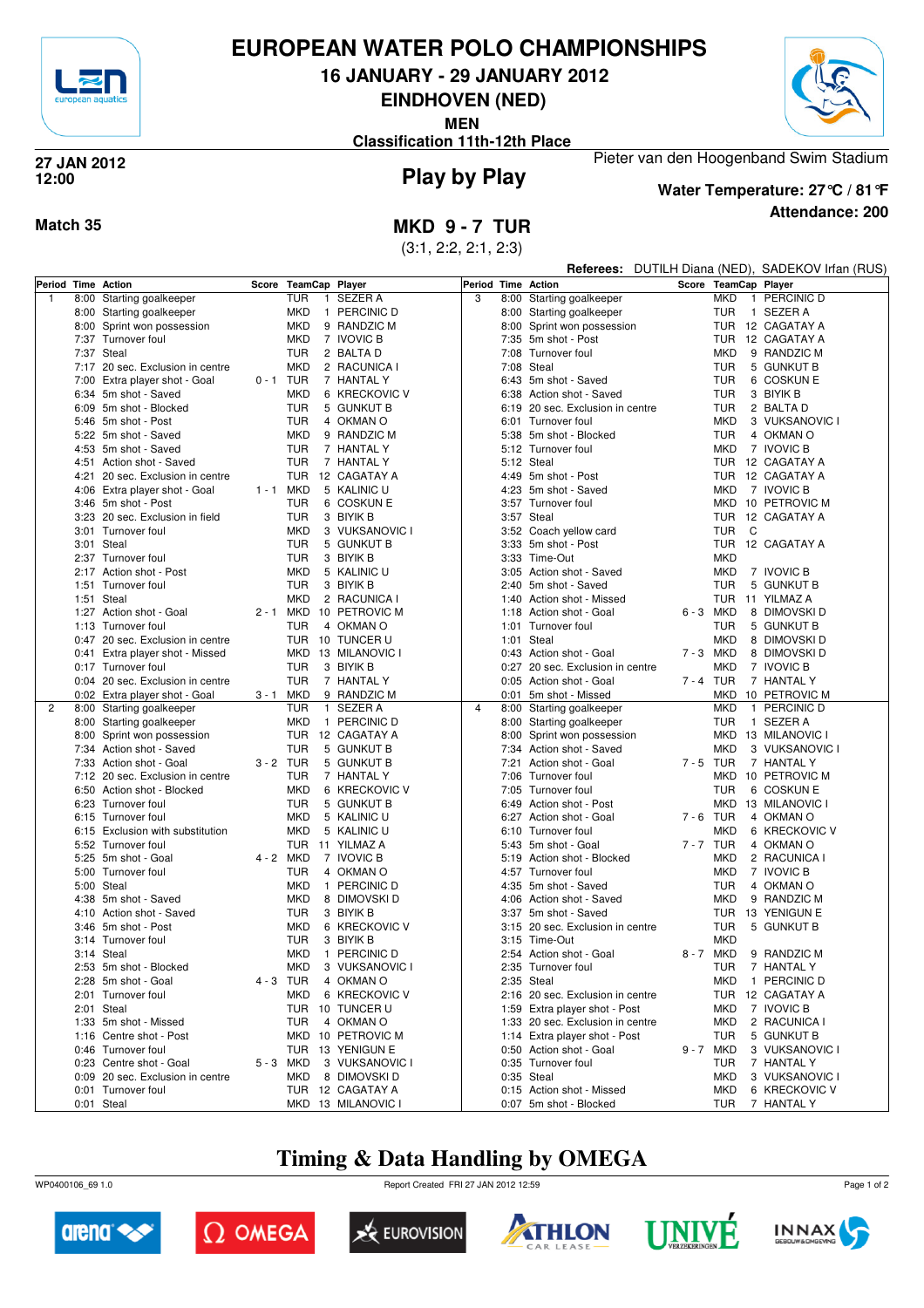# EUROPEAN WATER POLO CHAMPIONSHIPS

## 16 JANUARY - 29 JANUARY 2012

## EINDHOVEN (NED)

**MEN**

**Classification 11th-12th Place**

**27 JAN 2012**
**12:00**

## Play by Play

Pieter van den Hoogenband Swim Stadium

**Water Temperature: 27°C / 81°F**

**Attendance: 200**

**Match 35**

## MKD 9 - 7 TUR

(3:1, 2:2, 2:1, 2:3)

**Referees:** DUTILH Diana (NED), SADEKOV Irfan (RUS)

| Period | Time | Action | Score | TeamCap | Player |
|---|---|---|---|---|---|
| 1 | 8:00 | Starting goalkeeper | | TUR 1 | SEZER A |
| | 8:00 | Starting goalkeeper | | MKD 1 | PERCINIC D |
| | 8:00 | Sprint won possession | | MKD 9 | RANDZIC M |
| | 7:37 | Turnover foul | | MKD 7 | IVOVIC B |
| | 7:37 | Steal | | TUR 2 | BALTA D |
| | 7:17 | 20 sec. Exclusion in centre | | MKD 2 | RACUNICA I |
| | 7:00 | Extra player shot - Goal | 0 - 1 | TUR 7 | HANTAL Y |
| | 6:34 | 5m shot - Saved | | MKD 6 | KRECKOVIC V |
| | 6:09 | 5m shot - Blocked | | TUR 5 | GUNKUT B |
| | 5:46 | 5m shot - Post | | TUR 4 | OKMAN O |
| | 5:22 | 5m shot - Saved | | MKD 9 | RANDZIC M |
| | 4:53 | 5m shot - Saved | | TUR 7 | HANTAL Y |
| | 4:51 | Action shot - Saved | | TUR 7 | HANTAL Y |
| | 4:21 | 20 sec. Exclusion in centre | | TUR 12 | CAGATAY A |
| | 4:06 | Extra player shot - Goal | 1 - 1 | MKD 7 | IVOVIC B |
| | 3:46 | 5m shot - Post | | TUR 6 | COSKUN E |
| | 3:23 | 20 sec. Exclusion in field | | TUR 3 | BIYIK B |
| | 3:01 | Turnover foul | | MKD 3 | VUKSANOVIC I |
| | 3:01 | Steal | | TUR 5 | GUNKUT B |
| | 2:37 | Turnover foul | | TUR 3 | BIYIK B |
| | 2:17 | Action shot - Post | | MKD 5 | KALINIC U |
| | 1:51 | Turnover foul | | TUR 3 | BIYIK B |
| | 1:51 | Steal | | MKD 2 | RACUNICA I |
| | 1:27 | Action shot - Goal | 2 - 1 | MKD 10 | PETROVIC M |
| | 1:13 | Turnover foul | | TUR 4 | OKMAN O |
| | 0:47 | 20 sec. Exclusion in centre | | TUR 10 | TUNCER U |
| | 0:41 | Extra player shot - Missed | | MKD 13 | MILANOVIC I |
| | 0:17 | Turnover foul | | TUR 3 | BIYIK B |
| | 0:04 | 20 sec. Exclusion in centre | | TUR 7 | HANTAL Y |
| | 0:02 | Extra player shot - Goal | 3 - 1 | MKD 9 | RANDZIC M |
| 2 | 8:00 | Starting goalkeeper | | TUR 1 | SEZER A |
| | 8:00 | Starting goalkeeper | | MKD 1 | PERCINIC D |
| | 8:00 | Sprint won possession | | TUR 12 | CAGATAY A |
| | 7:34 | Action shot - Saved | | TUR 5 | GUNKUT B |
| | 7:33 | Action shot - Goal | 3 - 2 | TUR 5 | GUNKUT B |
| | 7:12 | 20 sec. Exclusion in centre | | TUR 7 | HANTAL Y |
| | 6:50 | Action shot - Blocked | | MKD 6 | KRECKOVIC V |
| | 6:23 | Turnover foul | | TUR 5 | GUNKUT B |
| | 6:15 | Turnover foul | | MKD 5 | KALINIC U |
| | 6:15 | Exclusion with substitution | | MKD 5 | KALINIC U |
| | 5:52 | Turnover foul | | TUR 11 | YILMAZ A |
| | 5:25 | 5m shot - Goal | 4 - 2 | MKD 7 | IVOVIC B |
| | 5:00 | Turnover foul | | TUR 4 | OKMAN O |
| | 5:00 | Steal | | MKD 1 | PERCINIC D |
| | 4:38 | 5m shot - Saved | | MKD 8 | DIMOVSKI D |
| | 4:10 | Action shot - Saved | | TUR 3 | BIYIK B |
| | 3:46 | 5m shot - Post | | MKD 6 | KRECKOVIC V |
| | 3:14 | Turnover foul | | TUR 3 | BIYIK B |
| | 3:14 | Steal | | MKD 1 | PERCINIC D |
| | 2:53 | 5m shot - Blocked | | MKD 3 | VUKSANOVIC I |
| | 2:28 | 5m shot - Goal | 4 - 3 | TUR 4 | OKMAN O |
| | 2:01 | Turnover foul | | MKD 6 | KRECKOVIC V |
| | 2:01 | Steal | | TUR 10 | TUNCER U |
| | 1:33 | 5m shot - Missed | | TUR 4 | OKMAN O |
| | 1:16 | Centre shot - Post | | MKD 10 | PETROVIC M |
| | 0:46 | Turnover foul | | TUR 13 | YENIGUN E |
| | 0:23 | Centre shot - Goal | 5 - 3 | MKD 3 | VUKSANOVIC I |
| | 0:09 | 20 sec. Exclusion in centre | | MKD 8 | DIMOVSKI D |
| | 0:01 | Turnover foul | | TUR 12 | CAGATAY A |
| | 0:01 | Steal | | MKD 13 | MILANOVIC I |
| 3 | 8:00 | Starting goalkeeper | | MKD 1 | PERCINIC D |
| | 8:00 | Starting goalkeeper | | TUR 1 | SEZER A |
| | 8:00 | Sprint won possession | | TUR 12 | CAGATAY A |
| | 7:35 | 5m shot - Post | | TUR 12 | CAGATAY A |
| | 7:08 | Turnover foul | | MKD 9 | RANDZIC M |
| | 7:08 | Steal | | TUR 5 | GUNKUT B |
| | 6:43 | 5m shot - Saved | | TUR 6 | COSKUN E |
| | 6:38 | Action shot - Saved | | TUR 3 | BIYIK B |
| | 6:19 | 20 sec. Exclusion in centre | | TUR 2 | BALTA D |
| | 6:01 | Turnover foul | | MKD 3 | VUKSANOVIC I |
| | 5:38 | 5m shot - Blocked | | TUR 4 | OKMAN O |
| | 5:12 | Turnover foul | | MKD 7 | IVOVIC B |
| | 5:12 | Steal | | TUR 12 | CAGATAY A |
| | 4:49 | 5m shot - Post | | TUR 12 | CAGATAY A |
| | 4:23 | 5m shot - Saved | | MKD 7 | IVOVIC B |
| | 3:57 | Turnover foul | | MKD 10 | PETROVIC M |
| | 3:57 | Steal | | TUR 12 | CAGATAY A |
| | 3:52 | Coach yellow card | | TUR C | |
| | 3:33 | 5m shot - Post | | TUR 12 | CAGATAY A |
| | 3:33 | Time-Out | | MKD | |
| | 3:05 | Action shot - Saved | | MKD 7 | IVOVIC B |
| | 2:40 | 5m shot - Saved | | TUR 5 | GUNKUT B |
| | 1:40 | Action shot - Missed | | TUR 11 | YILMAZ A |
| | 1:18 | Action shot - Goal | 6 - 3 | MKD 8 | DIMOVSKI D |
| | 1:01 | Turnover foul | | TUR 5 | GUNKUT B |
| | 1:01 | Steal | | MKD 8 | DIMOVSKI D |
| | 0:43 | Action shot - Goal | 7 - 3 | MKD 8 | DIMOVSKI D |
| | 0:27 | 20 sec. Exclusion in centre | | MKD 7 | IVOVIC B |
| | 0:05 | Action shot - Goal | 7 - 4 | TUR 7 | HANTAL Y |
| | 0:01 | 5m shot - Missed | | MKD 10 | PETROVIC M |
| 4 | 8:00 | Starting goalkeeper | | MKD 1 | PERCINIC D |
| | 8:00 | Starting goalkeeper | | TUR 1 | SEZER A |
| | 8:00 | Sprint won possession | | MKD 13 | MILANOVIC I |
| | 7:34 | Action shot - Saved | | MKD 3 | VUKSANOVIC I |
| | 7:21 | Action shot - Goal | 7 - 5 | TUR 7 | HANTAL Y |
| | 7:06 | Turnover foul | | MKD 10 | PETROVIC M |
| | 7:05 | Turnover foul | | TUR 6 | COSKUN E |
| | 6:49 | Action shot - Post | | MKD 13 | MILANOVIC I |
| | 6:27 | Action shot - Goal | 7 - 6 | TUR 4 | OKMAN O |
| | 6:10 | Turnover foul | | MKD 6 | KRECKOVIC V |
| | 5:43 | 5m shot - Goal | 7 - 7 | TUR 4 | OKMAN O |
| | 5:19 | Action shot - Blocked | | MKD 2 | RACUNICA I |
| | 4:57 | Turnover foul | | MKD 7 | IVOVIC B |
| | 4:35 | 5m shot - Saved | | TUR 4 | OKMAN O |
| | 4:06 | Action shot - Saved | | MKD 9 | RANDZIC M |
| | 3:37 | 5m shot - Saved | | TUR 13 | YENIGUN E |
| | 3:15 | 20 sec. Exclusion in centre | | TUR 5 | GUNKUT B |
| | 3:15 | Time-Out | | MKD | |
| | 2:54 | Action shot - Goal | 8 - 7 | MKD 9 | RANDZIC M |
| | 2:35 | Turnover foul | | TUR 7 | HANTAL Y |
| | 2:35 | Steal | | MKD 1 | PERCINIC D |
| | 2:16 | 20 sec. Exclusion in centre | | TUR 12 | CAGATAY A |
| | 1:59 | Extra player shot - Post | | MKD 7 | IVOVIC B |
| | 1:33 | 20 sec. Exclusion in centre | | MKD 2 | RACUNICA I |
| | 1:14 | Extra player shot - Post | | TUR 5 | GUNKUT B |
| | 0:50 | Action shot - Goal | 9 - 7 | MKD 3 | VUKSANOVIC I |
| | 0:35 | Turnover foul | | TUR 7 | HANTAL Y |
| | 0:35 | Steal | | MKD 3 | VUKSANOVIC I |
| | 0:15 | Action shot - Missed | | MKD 6 | KRECKOVIC V |
| | 0:07 | 5m shot - Blocked | | TUR 7 | HANTAL Y |

## Timing & Data Handling by OMEGA

WP0400106_69 1.0 Report Created FRI 27 JAN 2012 12:59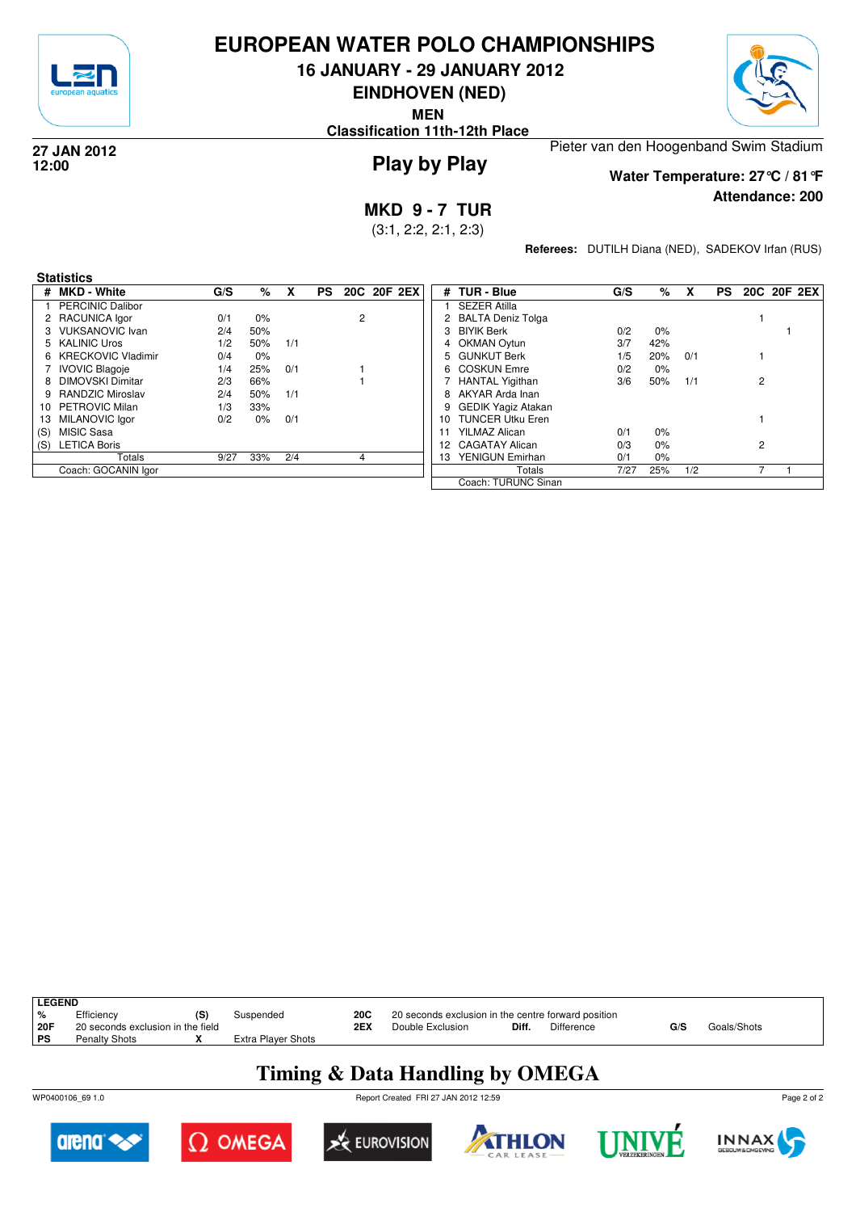# EUROPEAN WATER POLO CHAMPIONSHIPS

**16 JANUARY - 29 JANUARY 2012**

**EINDHOVEN (NED)**

**MEN**

**Classification 11th-12th Place**

**27 JAN 2012**
**12:00**

## Play by Play

Pieter van den Hoogenband Swim Stadium

**Water Temperature: 27°C / 81°F**

**Attendance: 200**

**MKD 9 - 7 TUR**

(3:1, 2:2, 2:1, 2:3)

**Referees:** DUTILH Diana (NED), SADEKOV Irfan (RUS)

**Statistics**

| # | MKD - White | G/S | % | X | PS | 20C | 20F | 2EX |
|---|---|---|---|---|---|---|---|---|
| 1 | PERCINIC Dalibor | | | | | | | |
| 2 | RACUNICA Igor | 0/1 | 0% | | | 2 | | |
| 3 | VUKSANOVIC Ivan | 2/4 | 50% | | | | | |
| 5 | KALINIC Uros | 1/2 | 50% | 1/1 | | | | |
| 6 | KRECKOVIC Vladimir | 0/4 | 0% | | | | | |
| 7 | IVOVIC Blagoje | 1/4 | 25% | 0/1 | | 1 | | |
| 8 | DIMOVSKI Dimitar | 2/3 | 66% | | | 1 | | |
| 9 | RANDZIC Miroslav | 2/4 | 50% | 1/1 | | | | |
| 10 | PETROVIC Milan | 1/3 | 33% | | | | | |
| 13 | MILANOVIC Igor | 0/2 | 0% | 0/1 | | | | |
| (S) | MISIC Sasa | | | | | | | |
| (S) | LETICA Boris | | | | | | | |
| | Totals | 9/27 | 33% | 2/4 | | 4 | | |
| | Coach: GOCANIN Igor | | | | | | | |

| # | TUR - Blue | G/S | % | X | PS | 20C | 20F | 2EX |
|---|---|---|---|---|---|---|---|---|
| 1 | SEZER Atilla | | | | | | | |
| 2 | BALTA Deniz Tolga | | | | | 1 | | |
| 3 | BIYIK Berk | 0/2 | 0% | | | | 1 | |
| 4 | OKMAN Oytun | 3/7 | 42% | | | | | |
| 5 | GUNKUT Berk | 1/5 | 20% | 0/1 | | 1 | | |
| 6 | COSKUN Emre | 0/2 | 0% | | | | | |
| 7 | HANTAL Yigithan | 3/6 | 50% | 1/1 | | 2 | | |
| 8 | AKYAR Arda Inan | | | | | | | |
| 9 | GEDIK Yagiz Atakan | | | | | | | |
| 10 | TUNCER Utku Eren | | | | | 1 | | |
| 11 | YILMAZ Alican | 0/1 | 0% | | | | | |
| 12 | CAGATAY Alican | 0/3 | 0% | | | 2 | | |
| 13 | YENIGUN Emirhan | 0/1 | 0% | | | | | |
| | Totals | 7/27 | 25% | 1/2 | | 7 | 1 | |
| | Coach: TURUNC Sinan | | | | | | | |

**LEGEND**

| | | | | | | | |
|---|---|---|---|---|---|---|---|
| % | Efficiency | (S) | Suspended | 20C | 20 seconds exclusion in the centre forward position | | |
| 20F | 20 seconds exclusion in the field | | | 2EX | Double Exclusion | Diff. | Difference |
| PS | Penalty Shots | X | Extra Player Shots | | | G/S | Goals/Shots |

## Timing & Data Handling by OMEGA

WP0400106_69 1.0 Report Created FRI 27 JAN 2012 12:59